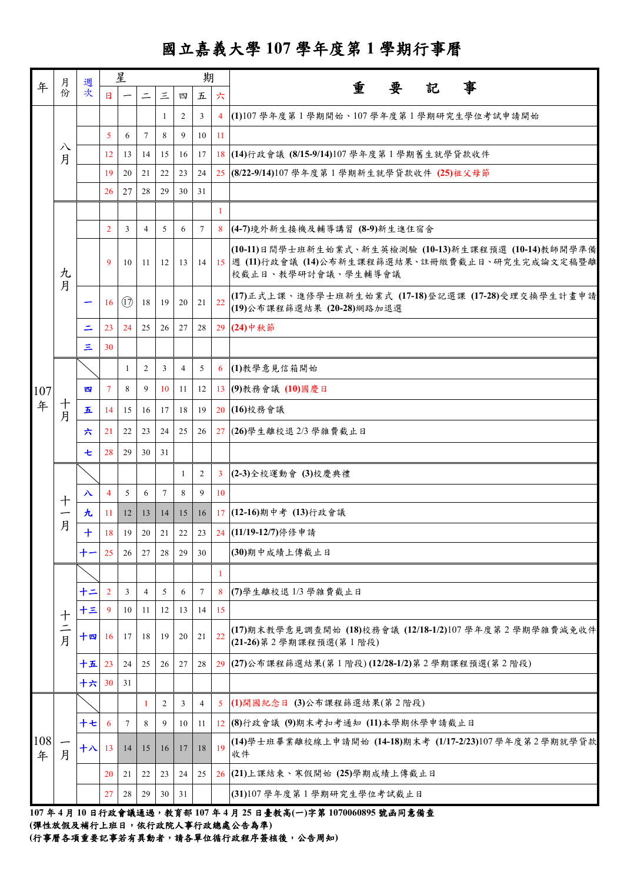# 國立嘉義大學 107 學年度第 1 學期行事曆

| 年 | 月份 | 週次 | 日 | 一 | 二 | 三 | 四 | 五 | 六 | 重要記事 |
|---|---|---|---|---|---|---|---|---|---|---|
| 107年 | 八月 | | | | | 1 | 2 | 3 | 4 | (1)107 學年度第 1 學期開始、107 學年度第 1 學期研究生學位考試申請開始 |
| | | | 5 | 6 | 7 | 8 | 9 | 10 | 11 | |
| | | | 12 | 13 | 14 | 15 | 16 | 17 | 18 | **(14)**行政會議 **(8/15-9/14)**107 學年度第 1 學期舊生就學貸款收件 |
| | | | 19 | 20 | 21 | 22 | 23 | 24 | 25 | **(8/22-9/14)**107 學年度第 1 學期新生就學貸款收件 **(25)**祖父母節 |
| | | | 26 | 27 | 28 | 29 | 30 | 31 | | |
| | 九月 | | | | | | | | 1 | |
| | | | 2 | 3 | 4 | 5 | 6 | 7 | 8 | **(4-7)**境外新生接機及輔導講習 **(8-9)**新生進住宿舍 |
| | | | 9 | 10 | 11 | 12 | 13 | 14 | 15 | **(10-11)**日間學士班新生始業式、新生英檢測驗 **(10-13)**新生課程預選 **(10-14)**教師開學準備週 **(11)**行政會議 **(14)**公布新生課程篩選結果、註冊繳費截止日、研究生完成論文定稿暨離校截止日、教學研討會議、學生輔導會議 |
| | | 一 | 16 | ⑰ | 18 | 19 | 20 | 21 | 22 | **(17)**正式上課、進修學士班新生始業式 **(17-18)**登記選課 **(17-28)**受理交換學生計畫申請 **(19)**公布課程篩選結果 **(20-28)**網路加退選 |
| | | 二 | 23 | 24 | 25 | 26 | 27 | 28 | 29 | **(24)**中秋節 |
| | | 三 | 30 | | | | | | | |
| | 十月 | | | 1 | 2 | 3 | 4 | 5 | 6 | **(1)**教學意見信箱開始 |
| | | 四 | 7 | 8 | 9 | 10 | 11 | 12 | 13 | **(9)**教務會議 **(10)**國慶日 |
| | | 五 | 14 | 15 | 16 | 17 | 18 | 19 | 20 | **(16)**校務會議 |
| | | 六 | 21 | 22 | 23 | 24 | 25 | 26 | 27 | **(26)**學生離校退 2/3 學雜費截止日 |
| | | 七 | 28 | 29 | 30 | 31 | | | | |
| | 十一月 | | | | | | 1 | 2 | 3 | **(2-3)**全校運動會 **(3)**校慶典禮 |
| | | 八 | 4 | 5 | 6 | 7 | 8 | 9 | 10 | |
| | | 九 | 11 | 12 | 13 | 14 | 15 | 16 | 17 | **(12-16)**期中考 **(13)**行政會議 |
| | | 十 | 18 | 19 | 20 | 21 | 22 | 23 | 24 | **(11/19-12/7)**停修申請 |
| | | 十一 | 25 | 26 | 27 | 28 | 29 | 30 | | **(30)**期中成績上傳截止日 |
| | 十二月 | | | | | | | | 1 | |
| | | 十二 | 2 | 3 | 4 | 5 | 6 | 7 | 8 | **(7)**學生離校退 1/3 學雜費截止日 |
| | | 十三 | 9 | 10 | 11 | 12 | 13 | 14 | 15 | |
| | | 十四 | 16 | 17 | 18 | 19 | 20 | 21 | 22 | **(17)**期末教學意見調查開始 **(18)**校務會議 **(12/18-1/2)**107 學年度第 2 學期學雜費減免收件 **(21-26)**第 2 學期課程預選(第 1 階段) |
| | | 十五 | 23 | 24 | 25 | 26 | 27 | 28 | 29 | **(27)**公布課程篩選結果(第 1 階段) **(12/28-1/2)**第 2 學期課程預選(第 2 階段) |
| | | 十六 | 30 | 31 | | | | | | |
| 108年 | 一月 | | | | 1 | 2 | 3 | 4 | 5 | **(1)**開國紀念日 **(3)**公布課程篩選結果(第 2 階段) |
| | | 十七 | 6 | 7 | 8 | 9 | 10 | 11 | 12 | **(8)**行政會議 **(9)**期末考扣考通知 **(11)**本學期休學申請截止日 |
| | | 十八 | 13 | 14 | 15 | 16 | 17 | 18 | 19 | **(14)**學士班畢業離校線上申請開始 **(14-18)**期末考 **(1/17-2/23)**107 學年度第 2 學期就學貸款收件 |
| | | | 20 | 21 | 22 | 23 | 24 | 25 | 26 | **(21)**上課結束、寒假開始 **(25)**學期成績上傳截止日 |
| | | | 27 | 28 | 29 | 30 | 31 | | | **(31)**107 學年度第 1 學期研究生學位考試截止日 |

**107 年 4 月 10 日行政會議通過，教育部 107 年 4 月 25 日臺教高(一)字第 1070060895 號函同意備查**

**(彈性放假及補行上班日，依行政院人事行政總處公告為準)**

**(行事曆各項重要記事若有異動者，請各單位循行政程序簽核後，公告周知)**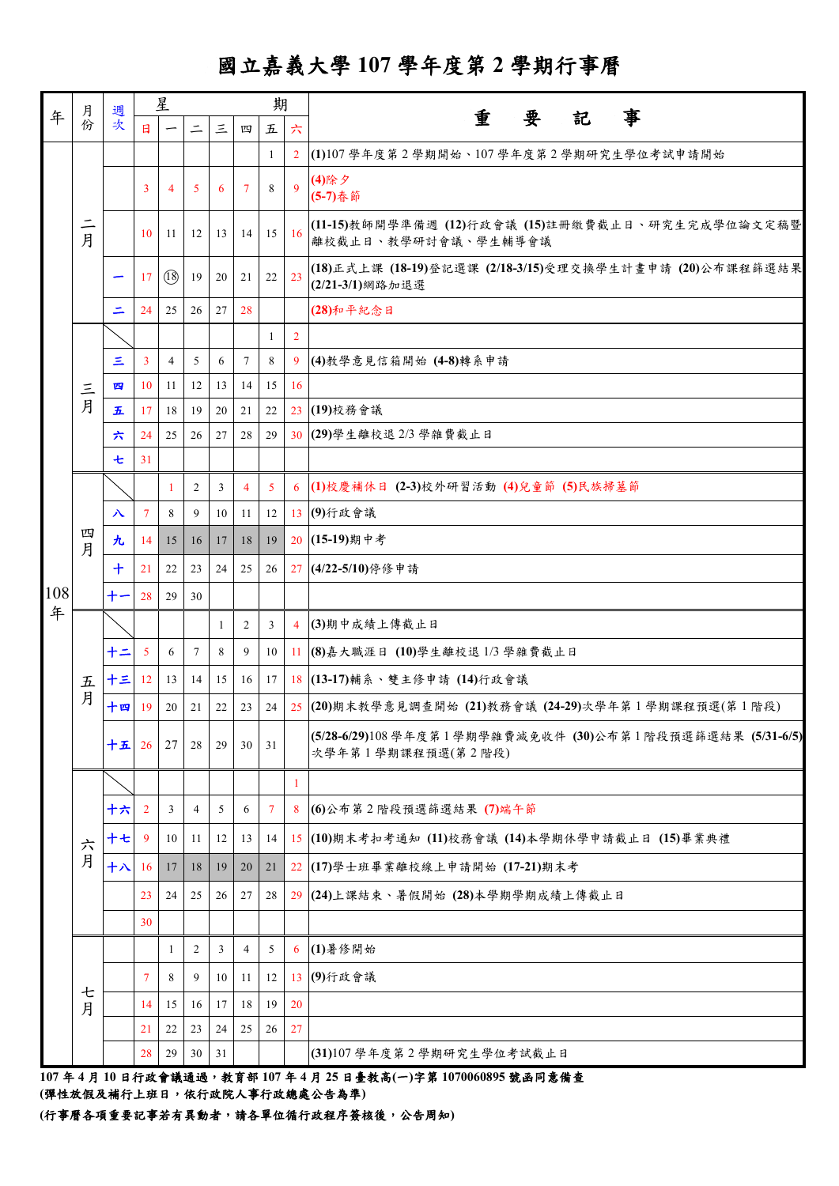# 國立嘉義大學 107 學年度第 2 學期行事曆

| 年 | 月份 | 週次 | 日 | 一 | 二 | 三 | 四 | 五 | 六 | 重要記事 |
|---|---|---|---|---|---|---|---|---|---|---|
| 108年 | 二月 | | | | | | | 1 | 2 | **(1)**107 學年度第 2 學期開始、107 學年度第 2 學期研究生學位考試申請開始 |
| | | | 3 | 4 | 5 | 6 | 7 | 8 | 9 | **(4)**除夕 **(5-7)**春節 |
| | | | 10 | 11 | 12 | 13 | 14 | 15 | 16 | **(11-15)**教師開學準備週 **(12)**行政會議 **(15)**註冊繳費截止日、研究生完成學位論文定稿暨離校截止日、教學研討會議、學生輔導會議 |
| | | 一 | 17 | ⑱ | 19 | 20 | 21 | 22 | 23 | **(18)**正式上課 **(18-19)**登記選課 **(2/18-3/15)**受理交換學生計畫申請 **(20)**公布課程篩選結果 **(2/21-3/1)**網路加退選 |
| | | 二 | 24 | 25 | 26 | 27 | 28 | | | **(28)**和平紀念日 |
| | 三月 | | | | | | | 1 | 2 | |
| | | 三 | 3 | 4 | 5 | 6 | 7 | 8 | 9 | **(4)**教學意見信箱開始 **(4-8)**轉系申請 |
| | | 四 | 10 | 11 | 12 | 13 | 14 | 15 | 16 | |
| | | 五 | 17 | 18 | 19 | 20 | 21 | 22 | 23 | **(19)**校務會議 |
| | | 六 | 24 | 25 | 26 | 27 | 28 | 29 | 30 | **(29)**學生離校退 2/3 學雜費截止日 |
| | | 七 | 31 | | | | | | | |
| | 四月 | | | 1 | 2 | 3 | 4 | 5 | 6 | **(1)**校慶補休日 **(2-3)**校外研習活動 **(4)**兒童節 **(5)**民族掃墓節 |
| | | 八 | 7 | 8 | 9 | 10 | 11 | 12 | 13 | **(9)**行政會議 |
| | | 九 | 14 | 15 | 16 | 17 | 18 | 19 | 20 | **(15-19)**期中考 |
| | | 十 | 21 | 22 | 23 | 24 | 25 | 26 | 27 | **(4/22-5/10)**停修申請 |
| | | 十一 | 28 | 29 | 30 | | | | | |
| | 五月 | | | | | 1 | 2 | 3 | 4 | **(3)**期中成績上傳截止日 |
| | | 十二 | 5 | 6 | 7 | 8 | 9 | 10 | 11 | **(8)**嘉大職涯日 **(10)**學生離校退 1/3 學雜費截止日 |
| | | 十三 | 12 | 13 | 14 | 15 | 16 | 17 | 18 | **(13-17)**輔系、雙主修申請 **(14)**行政會議 |
| | | 十四 | 19 | 20 | 21 | 22 | 23 | 24 | 25 | **(20)**期末教學意見調查開始 **(21)**教務會議 **(24-29)**次學年第 1 學期課程預選(第 1 階段) |
| | | 十五 | 26 | 27 | 28 | 29 | 30 | 31 | | **(5/28-6/29)**108 學年度第 1 學期學雜費減免收件 **(30)**公布第 1 階段預選篩選結果 **(5/31-6/5)**次學年第 1 學期課程預選(第 2 階段) |
| | 六月 | | | | | | | | 1 | |
| | | 十六 | 2 | 3 | 4 | 5 | 6 | 7 | 8 | **(6)**公布第 2 階段預選篩選結果 **(7)**端午節 |
| | | 十七 | 9 | 10 | 11 | 12 | 13 | 14 | 15 | **(10)**期末考扣考通知 **(11)**校務會議 **(14)**本學期休學申請截止日 **(15)**畢業典禮 |
| | | 十八 | 16 | 17 | 18 | 19 | 20 | 21 | 22 | **(17)**學士班畢業離校線上申請開始 **(17-21)**期末考 |
| | | | 23 | 24 | 25 | 26 | 27 | 28 | 29 | **(24)**上課結束、暑假開始 **(28)**本學期學期成績上傳截止日 |
| | | | 30 | | | | | | | |
| | 七月 | | | 1 | 2 | 3 | 4 | 5 | 6 | **(1)**暑修開始 |
| | | | 7 | 8 | 9 | 10 | 11 | 12 | 13 | **(9)**行政會議 |
| | | | 14 | 15 | 16 | 17 | 18 | 19 | 20 | |
| | | | 21 | 22 | 23 | 24 | 25 | 26 | 27 | |
| | | | 28 | 29 | 30 | 31 | | | | **(31)**107 學年度第 2 學期研究生學位考試截止日 |

**107 年 4 月 10 日行政會議通過，教育部 107 年 4 月 25 日臺教高(一)字第 1070060895 號函同意備查**

**(彈性放假及補行上班日，依行政院人事行政總處公告為準)**

**(行事曆各項重要記事若有異動者，請各單位循行政程序簽核後，公告周知)**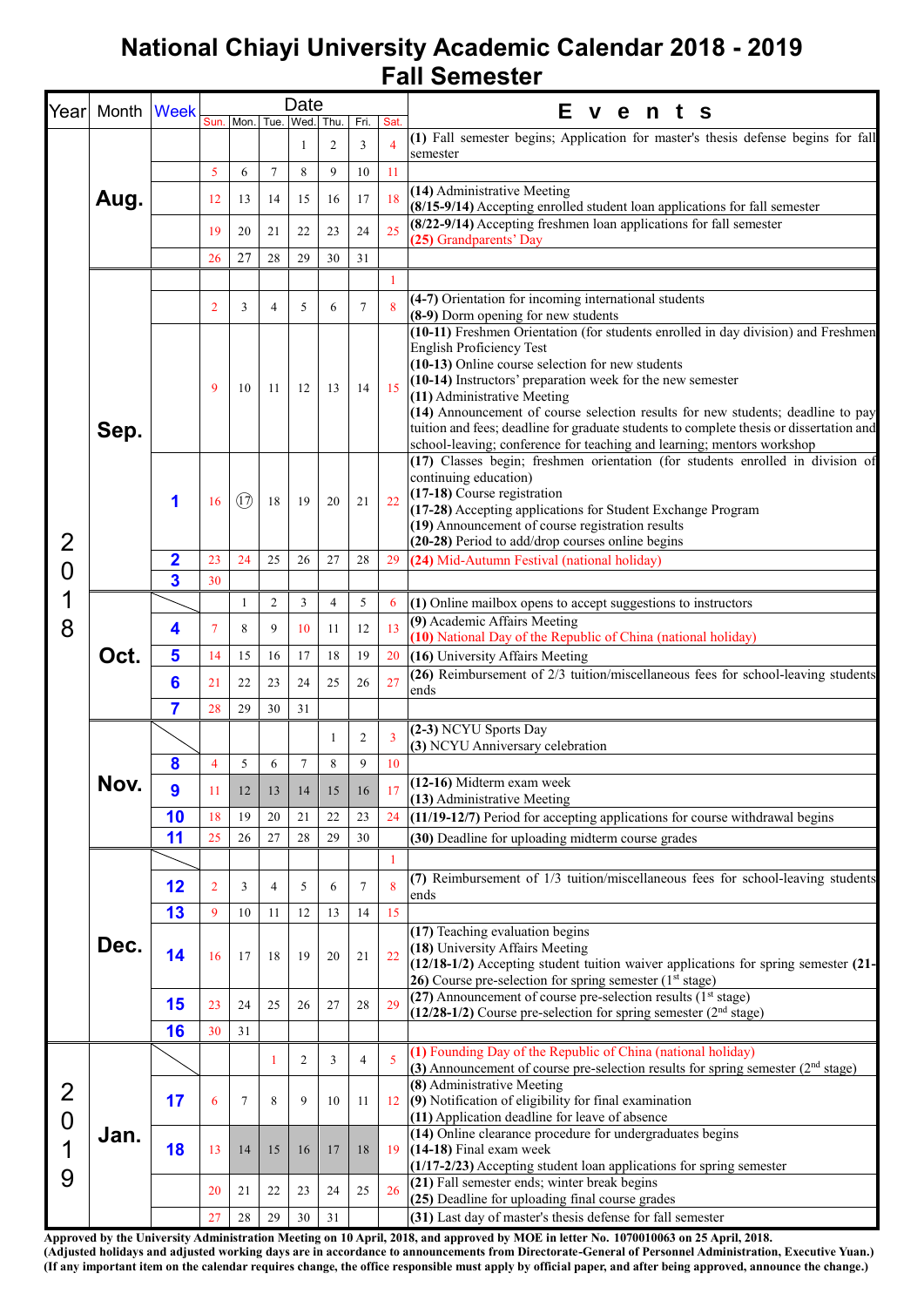# National Chiayi University Academic Calendar 2018 - 2019
## Fall Semester

| Year | Month | Week | Sun. | Mon. | Tue. | Wed. | Thu. | Fri. | Sat. | Events |
|---|---|---|---|---|---|---|---|---|---|---|
| 2018 | Aug. | | | | | 1 | 2 | 3 | 4 | **(1)** Fall semester begins; Application for master's thesis defense begins for fall semester |
| | | | 5 | 6 | 7 | 8 | 9 | 10 | 11 | |
| | | | 12 | 13 | 14 | 15 | 16 | 17 | 18 | **(14)** Administrative Meeting<br>**(8/15-9/14)** Accepting enrolled student loan applications for fall semester |
| | | | 19 | 20 | 21 | 22 | 23 | 24 | 25 | **(8/22-9/14)** Accepting freshmen loan applications for fall semester<br>**(25)** Grandparents' Day |
| | | | 26 | 27 | 28 | 29 | 30 | 31 | | |
| | Sep. | | | | | | | | 1 | |
| | | | 2 | 3 | 4 | 5 | 6 | 7 | 8 | **(4-7)** Orientation for incoming international students<br>**(8-9)** Dorm opening for new students |
| | | | 9 | 10 | 11 | 12 | 13 | 14 | 15 | **(10-11)** Freshmen Orientation (for students enrolled in day division) and Freshmen English Proficiency Test<br>**(10-13)** Online course selection for new students<br>**(10-14)** Instructors' preparation week for the new semester<br>**(11)** Administrative Meeting<br>**(14)** Announcement of course selection results for new students; deadline to pay tuition and fees; deadline for graduate students to complete thesis or dissertation and school-leaving; conference for teaching and learning; mentors workshop |
| | | 1 | 16 | ⑰ | 18 | 19 | 20 | 21 | 22 | **(17)** Classes begin; freshmen orientation (for students enrolled in division of continuing education)<br>**(17-18)** Course registration<br>**(17-28)** Accepting applications for Student Exchange Program<br>**(19)** Announcement of course registration results<br>**(20-28)** Period to add/drop courses online begins |
| | | 2 | 23 | 24 | 25 | 26 | 27 | 28 | 29 | **(24)** Mid-Autumn Festival (national holiday) |
| | | 3 | 30 | | | | | | | |
| | Oct. | | | 1 | 2 | 3 | 4 | 5 | 6 | **(1)** Online mailbox opens to accept suggestions to instructors |
| | | 4 | 7 | 8 | 9 | 10 | 11 | 12 | 13 | **(9)** Academic Affairs Meeting<br>**(10)** National Day of the Republic of China (national holiday) |
| | | 5 | 14 | 15 | 16 | 17 | 18 | 19 | 20 | **(16)** University Affairs Meeting |
| | | 6 | 21 | 22 | 23 | 24 | 25 | 26 | 27 | **(26)** Reimbursement of 2/3 tuition/miscellaneous fees for school-leaving students ends |
| | | 7 | 28 | 29 | 30 | 31 | | | | |
| | Nov. | | | | | | 1 | 2 | 3 | **(2-3)** NCYU Sports Day<br>**(3)** NCYU Anniversary celebration |
| | | 8 | 4 | 5 | 6 | 7 | 8 | 9 | 10 | |
| | | 9 | 11 | 12 | 13 | 14 | 15 | 16 | 17 | **(12-16)** Midterm exam week<br>**(13)** Administrative Meeting |
| | | 10 | 18 | 19 | 20 | 21 | 22 | 23 | 24 | **(11/19-12/7)** Period for accepting applications for course withdrawal begins |
| | | 11 | 25 | 26 | 27 | 28 | 29 | 30 | | **(30)** Deadline for uploading midterm course grades |
| | Dec. | | | | | | | | 1 | |
| | | 12 | 2 | 3 | 4 | 5 | 6 | 7 | 8 | **(7)** Reimbursement of 1/3 tuition/miscellaneous fees for school-leaving students ends |
| | | 13 | 9 | 10 | 11 | 12 | 13 | 14 | 15 | |
| | | 14 | 16 | 17 | 18 | 19 | 20 | 21 | 22 | **(17)** Teaching evaluation begins<br>**(18)** University Affairs Meeting<br>**(12/18-1/2)** Accepting student tuition waiver applications for spring semester **(21-26)** Course pre-selection for spring semester (1st stage) |
| | | 15 | 23 | 24 | 25 | 26 | 27 | 28 | 29 | **(27)** Announcement of course pre-selection results (1st stage)<br>**(12/28-1/2)** Course pre-selection for spring semester (2nd stage) |
| | | 16 | 30 | 31 | | | | | | |
| 2019 | Jan. | | | | 1 | 2 | 3 | 4 | 5 | **(1)** Founding Day of the Republic of China (national holiday)<br>**(3)** Announcement of course pre-selection results for spring semester (2nd stage) |
| | | 17 | 6 | 7 | 8 | 9 | 10 | 11 | 12 | **(8)** Administrative Meeting<br>**(9)** Notification of eligibility for final examination<br>**(11)** Application deadline for leave of absence |
| | | 18 | 13 | 14 | 15 | 16 | 17 | 18 | 19 | **(14)** Online clearance procedure for undergraduates begins<br>**(14-18)** Final exam week<br>**(1/17-2/23)** Accepting student loan applications for spring semester |
| | | | 20 | 21 | 22 | 23 | 24 | 25 | 26 | **(21)** Fall semester ends; winter break begins<br>**(25)** Deadline for uploading final course grades |
| | | | 27 | 28 | 29 | 30 | 31 | | | **(31)** Last day of master's thesis defense for fall semester |

**Approved by the University Administration Meeting on 10 April, 2018, and approved by MOE in letter No. 1070010063 on 25 April, 2018.**
**(Adjusted holidays and adjusted working days are in accordance to announcements from Directorate-General of Personnel Administration, Executive Yuan.)**
**(If any important item on the calendar requires change, the office responsible must apply by official paper, and after being approved, announce the change.)**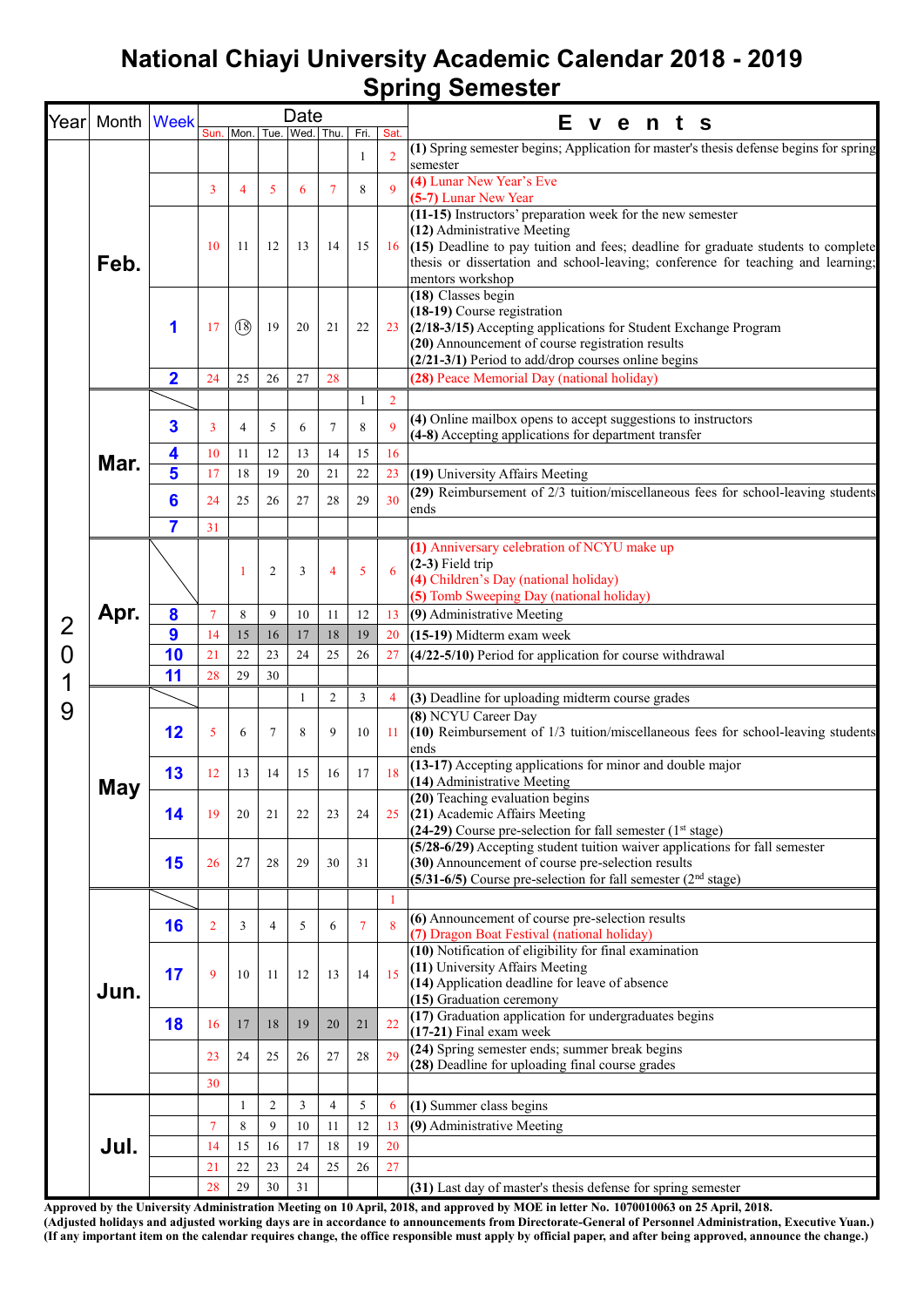# National Chiayi University Academic Calendar 2018 - 2019
## Spring Semester

| Year | Month | Week | Sun. | Mon. | Tue. | Wed. | Thu. | Fri. | Sat. | Events |
|---|---|---|---|---|---|---|---|---|---|---|
| 2019 | Feb. | | | | | | | 1 | 2 | **(1)** Spring semester begins; Application for master's thesis defense begins for spring semester |
| | | | 3 | 4 | 5 | 6 | 7 | 8 | 9 | **(4)** Lunar New Year's Eve<br>**(5-7)** Lunar New Year |
| | | | 10 | 11 | 12 | 13 | 14 | 15 | 16 | **(11-15)** Instructors' preparation week for the new semester<br>**(12)** Administrative Meeting<br>**(15)** Deadline to pay tuition and fees; deadline for graduate students to complete thesis or dissertation and school-leaving; conference for teaching and learning; mentors workshop |
| | | 1 | 17 | (18) | 19 | 20 | 21 | 22 | 23 | **(18)** Classes begin<br>**(18-19)** Course registration<br>**(2/18-3/15)** Accepting applications for Student Exchange Program<br>**(20)** Announcement of course registration results<br>**(2/21-3/1)** Period to add/drop courses online begins |
| | | 2 | 24 | 25 | 26 | 27 | 28 | | | **(28)** Peace Memorial Day (national holiday) |
| | Mar. | | | | | | | 1 | 2 | |
| | | 3 | 3 | 4 | 5 | 6 | 7 | 8 | 9 | **(4)** Online mailbox opens to accept suggestions to instructors<br>**(4-8)** Accepting applications for department transfer |
| | | 4 | 10 | 11 | 12 | 13 | 14 | 15 | 16 | |
| | | 5 | 17 | 18 | 19 | 20 | 21 | 22 | 23 | **(19)** University Affairs Meeting |
| | | 6 | 24 | 25 | 26 | 27 | 28 | 29 | 30 | **(29)** Reimbursement of 2/3 tuition/miscellaneous fees for school-leaving students ends |
| | | 7 | 31 | | | | | | | |
| | Apr. | | | 1 | 2 | 3 | 4 | 5 | 6 | **(1)** Anniversary celebration of NCYU make up<br>**(2-3)** Field trip<br>**(4)** Children's Day (national holiday)<br>**(5)** Tomb Sweeping Day (national holiday) |
| | | 8 | 7 | 8 | 9 | 10 | 11 | 12 | 13 | **(9)** Administrative Meeting |
| | | 9 | 14 | 15 | 16 | 17 | 18 | 19 | 20 | **(15-19)** Midterm exam week |
| | | 10 | 21 | 22 | 23 | 24 | 25 | 26 | 27 | **(4/22-5/10)** Period for application for course withdrawal |
| | | 11 | 28 | 29 | 30 | | | | | |
| | May | | | | | 1 | 2 | 3 | 4 | **(3)** Deadline for uploading midterm course grades |
| | | 12 | 5 | 6 | 7 | 8 | 9 | 10 | 11 | **(8)** NCYU Career Day<br>**(10)** Reimbursement of 1/3 tuition/miscellaneous fees for school-leaving students ends |
| | | 13 | 12 | 13 | 14 | 15 | 16 | 17 | 18 | **(13-17)** Accepting applications for minor and double major<br>**(14)** Administrative Meeting |
| | | 14 | 19 | 20 | 21 | 22 | 23 | 24 | 25 | **(20)** Teaching evaluation begins<br>**(21)** Academic Affairs Meeting<br>**(24-29)** Course pre-selection for fall semester (1st stage) |
| | | 15 | 26 | 27 | 28 | 29 | 30 | 31 | | **(5/28-6/29)** Accepting student tuition waiver applications for fall semester<br>**(30)** Announcement of course pre-selection results<br>**(5/31-6/5)** Course pre-selection for fall semester (2nd stage) |
| | Jun. | | | | | | | | 1 | |
| | | 16 | 2 | 3 | 4 | 5 | 6 | 7 | 8 | **(6)** Announcement of course pre-selection results<br>**(7)** Dragon Boat Festival (national holiday) |
| | | 17 | 9 | 10 | 11 | 12 | 13 | 14 | 15 | **(10)** Notification of eligibility for final examination<br>**(11)** University Affairs Meeting<br>**(14)** Application deadline for leave of absence<br>**(15)** Graduation ceremony |
| | | 18 | 16 | 17 | 18 | 19 | 20 | 21 | 22 | **(17)** Graduation application for undergraduates begins<br>**(17-21)** Final exam week |
| | | | 23 | 24 | 25 | 26 | 27 | 28 | 29 | **(24)** Spring semester ends; summer break begins<br>**(28)** Deadline for uploading final course grades |
| | | | 30 | | | | | | | |
| | Jul. | | | 1 | 2 | 3 | 4 | 5 | 6 | **(1)** Summer class begins |
| | | | 7 | 8 | 9 | 10 | 11 | 12 | 13 | **(9)** Administrative Meeting |
| | | | 14 | 15 | 16 | 17 | 18 | 19 | 20 | |
| | | | 21 | 22 | 23 | 24 | 25 | 26 | 27 | |
| | | | 28 | 29 | 30 | 31 | | | | **(31)** Last day of master's thesis defense for spring semester |

**Approved by the University Administration Meeting on 10 April, 2018, and approved by MOE in letter No. 1070010063 on 25 April, 2018.**
**(Adjusted holidays and adjusted working days are in accordance to announcements from Directorate-General of Personnel Administration, Executive Yuan.)**
**(If any important item on the calendar requires change, the office responsible must apply by official paper, and after being approved, announce the change.)**